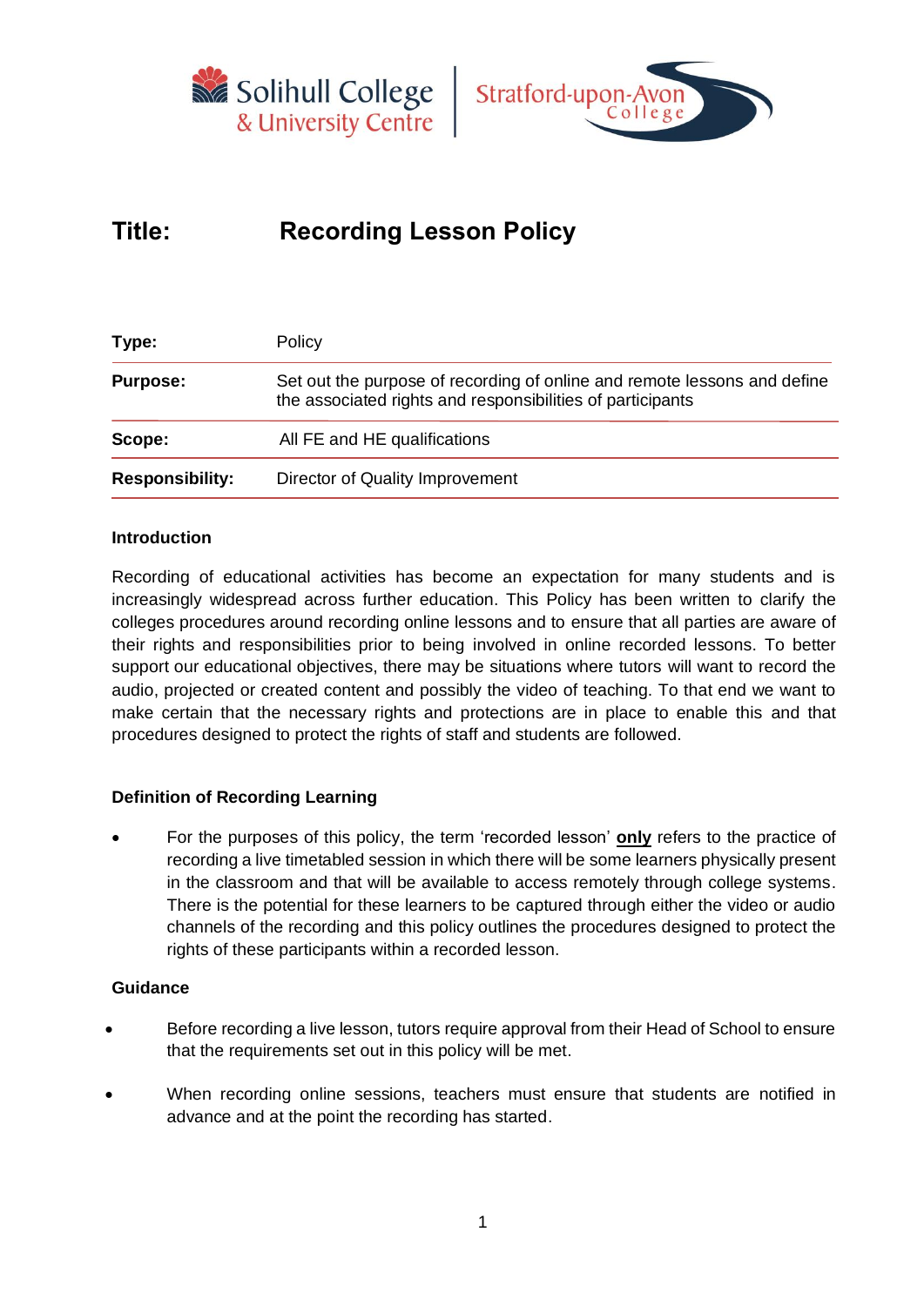Solihull College & University Centre | Stratford-upon-Avon College

# Title: Recording Lesson Policy

| | |
|---|---|
| **Type:** | Policy |
| **Purpose:** | Set out the purpose of recording of online and remote lessons and define the associated rights and responsibilities of participants |
| **Scope:** | All FE and HE qualifications |
| **Responsibility:** | Director of Quality Improvement |

## Introduction

Recording of educational activities has become an expectation for many students and is increasingly widespread across further education. This Policy has been written to clarify the colleges procedures around recording online lessons and to ensure that all parties are aware of their rights and responsibilities prior to being involved in online recorded lessons. To better support our educational objectives, there may be situations where tutors will want to record the audio, projected or created content and possibly the video of teaching. To that end we want to make certain that the necessary rights and protections are in place to enable this and that procedures designed to protect the rights of staff and students are followed.

## Definition of Recording Learning

- For the purposes of this policy, the term 'recorded lesson' **only** refers to the practice of recording a live timetabled session in which there will be some learners physically present in the classroom and that will be available to access remotely through college systems. There is the potential for these learners to be captured through either the video or audio channels of the recording and this policy outlines the procedures designed to protect the rights of these participants within a recorded lesson.

## Guidance

- Before recording a live lesson, tutors require approval from their Head of School to ensure that the requirements set out in this policy will be met.
- When recording online sessions, teachers must ensure that students are notified in advance and at the point the recording has started.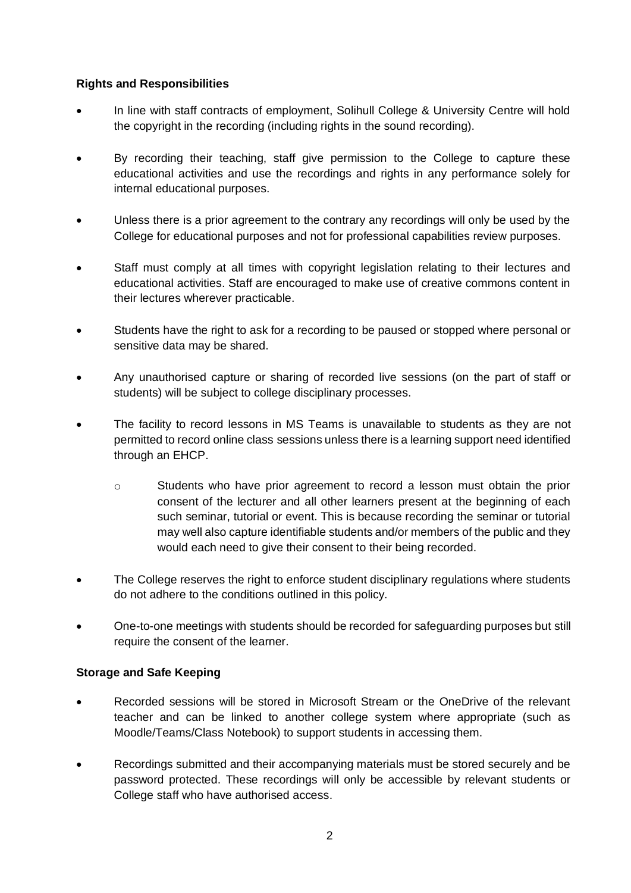**Rights and Responsibilities**

- In line with staff contracts of employment, Solihull College & University Centre will hold the copyright in the recording (including rights in the sound recording).
- By recording their teaching, staff give permission to the College to capture these educational activities and use the recordings and rights in any performance solely for internal educational purposes.
- Unless there is a prior agreement to the contrary any recordings will only be used by the College for educational purposes and not for professional capabilities review purposes.
- Staff must comply at all times with copyright legislation relating to their lectures and educational activities. Staff are encouraged to make use of creative commons content in their lectures wherever practicable.
- Students have the right to ask for a recording to be paused or stopped where personal or sensitive data may be shared.
- Any unauthorised capture or sharing of recorded live sessions (on the part of staff or students) will be subject to college disciplinary processes.
- The facility to record lessons in MS Teams is unavailable to students as they are not permitted to record online class sessions unless there is a learning support need identified through an EHCP.
    - Students who have prior agreement to record a lesson must obtain the prior consent of the lecturer and all other learners present at the beginning of each such seminar, tutorial or event. This is because recording the seminar or tutorial may well also capture identifiable students and/or members of the public and they would each need to give their consent to their being recorded.
- The College reserves the right to enforce student disciplinary regulations where students do not adhere to the conditions outlined in this policy.
- One-to-one meetings with students should be recorded for safeguarding purposes but still require the consent of the learner.

**Storage and Safe Keeping**

- Recorded sessions will be stored in Microsoft Stream or the OneDrive of the relevant teacher and can be linked to another college system where appropriate (such as Moodle/Teams/Class Notebook) to support students in accessing them.
- Recordings submitted and their accompanying materials must be stored securely and be password protected. These recordings will only be accessible by relevant students or College staff who have authorised access.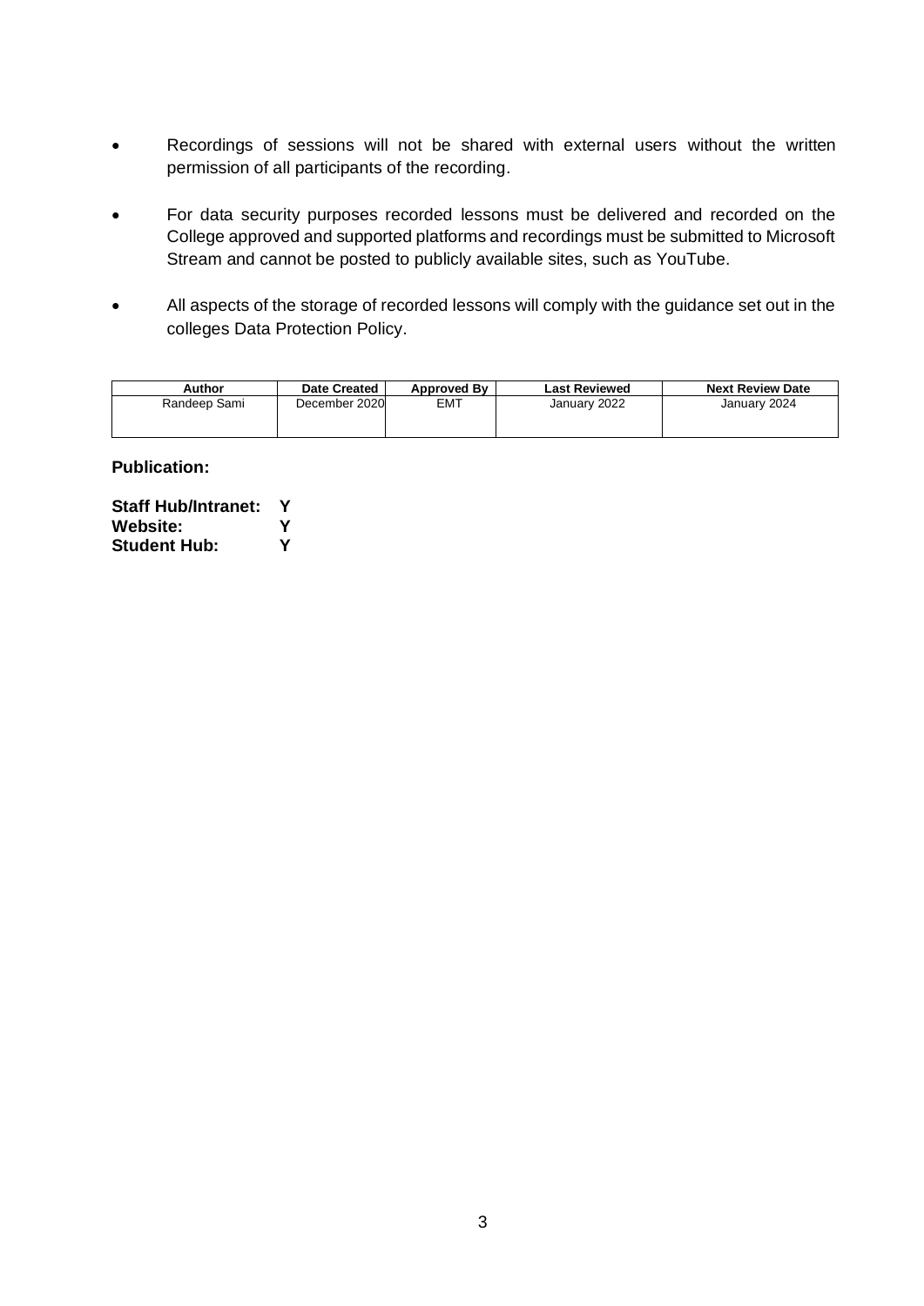- Recordings of sessions will not be shared with external users without the written permission of all participants of the recording.

- For data security purposes recorded lessons must be delivered and recorded on the College approved and supported platforms and recordings must be submitted to Microsoft Stream and cannot be posted to publicly available sites, such as YouTube.

- All aspects of the storage of recorded lessons will comply with the guidance set out in the colleges Data Protection Policy.

| Author | Date Created | Approved By | Last Reviewed | Next Review Date |
|---|---|---|---|---|
| Randeep Sami | December 2020 | EMT | January 2022 | January 2024 |

**Publication:**

**Staff Hub/Intranet: Y**
**Website: Y**
**Student Hub: Y**